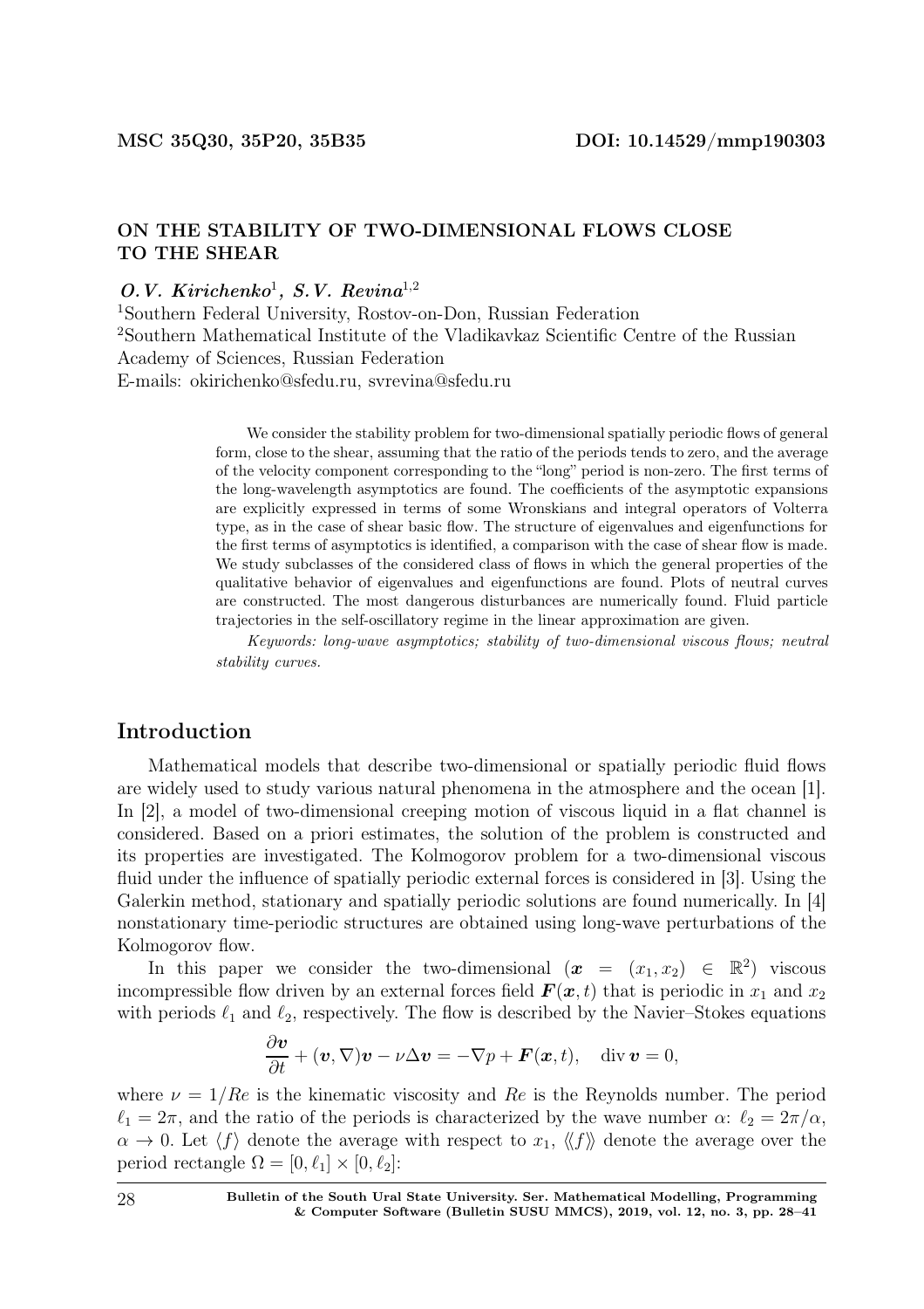MSC 35Q30, 35P20, 35B35 DOI: 10.14529/mmp190303

## ON THE STABILITY OF TWO-DIMENSIONAL FLOWS CLOSE TO THE SHEAR

***O.V. Kirichenko*[1], *S.V. Revina*[1,2]**

[1]Southern Federal University, Rostov-on-Don, Russian Federation
[2]Southern Mathematical Institute of the Vladikavkaz Scientific Centre of the Russian Academy of Sciences, Russian Federation
E-mails: okirichenko@sfedu.ru, svrevina@sfedu.ru

We consider the stability problem for two-dimensional spatially periodic flows of general form, close to the shear, assuming that the ratio of the periods tends to zero, and the average of the velocity component corresponding to the "long" period is non-zero. The first terms of the long-wavelength asymptotics are found. The coefficients of the asymptotic expansions are explicitly expressed in terms of some Wronskians and integral operators of Volterra type, as in the case of shear basic flow. The structure of eigenvalues and eigenfunctions for the first terms of asymptotics is identified, a comparison with the case of shear flow is made. We study subclasses of the considered class of flows in which the general properties of the qualitative behavior of eigenvalues and eigenfunctions are found. Plots of neutral curves are constructed. The most dangerous disturbances are numerically found. Fluid particle trajectories in the self-oscillatory regime in the linear approximation are given.

*Keywords: long-wave asymptotics; stability of two-dimensional viscous flows; neutral stability curves.*

## Introduction

Mathematical models that describe two-dimensional or spatially periodic fluid flows are widely used to study various natural phenomena in the atmosphere and the ocean [1]. In [2], a model of two-dimensional creeping motion of viscous liquid in a flat channel is considered. Based on a priori estimates, the solution of the problem is constructed and its properties are investigated. The Kolmogorov problem for a two-dimensional viscous fluid under the influence of spatially periodic external forces is considered in [3]. Using the Galerkin method, stationary and spatially periodic solutions are found numerically. In [4] nonstationary time-periodic structures are obtained using long-wave perturbations of the Kolmogorov flow.

In this paper we consider the two-dimensional ($\boldsymbol{x} = (x_1, x_2) \in \mathbb{R}^2$) viscous incompressible flow driven by an external forces field $\boldsymbol{F}(\boldsymbol{x}, t)$ that is periodic in $x_1$ and $x_2$ with periods $\ell_1$ and $\ell_2$, respectively. The flow is described by the Navier–Stokes equations

$$\frac{\partial \boldsymbol{v}}{\partial t} + (\boldsymbol{v}, \nabla)\boldsymbol{v} - \nu\Delta\boldsymbol{v} = -\nabla p + \boldsymbol{F}(\boldsymbol{x}, t), \quad \operatorname{div} \boldsymbol{v} = 0,$$

where $\nu = 1/Re$ is the kinematic viscosity and $Re$ is the Reynolds number. The period $\ell_1 = 2\pi$, and the ratio of the periods is characterized by the wave number $\alpha$: $\ell_2 = 2\pi/\alpha$, $\alpha \to 0$. Let $\langle f \rangle$ denote the average with respect to $x_1$, $\langle\langle f \rangle\rangle$ denote the average over the period rectangle $\Omega = [0, \ell_1] \times [0, \ell_2]$: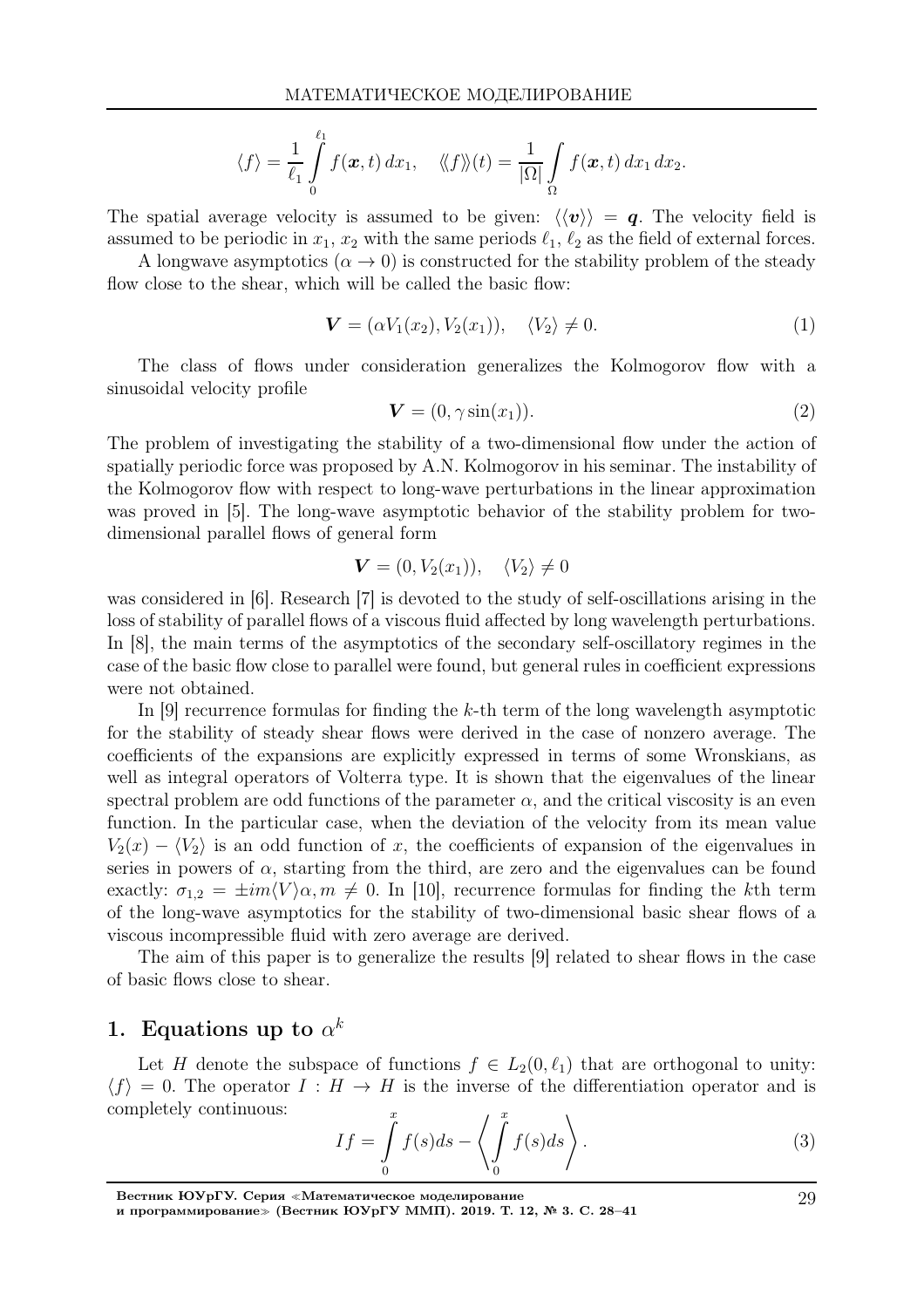$$\langle f \rangle = \frac{1}{\ell_1} \int_0^{\ell_1} f(\boldsymbol{x}, t)\, dx_1, \quad \langle\!\langle f \rangle\!\rangle(t) = \frac{1}{|\Omega|} \int_\Omega f(\boldsymbol{x}, t)\, dx_1\, dx_2.$$

The spatial average velocity is assumed to be given: $\langle\!\langle \boldsymbol{v} \rangle\!\rangle = \boldsymbol{q}$. The velocity field is assumed to be periodic in $x_1$, $x_2$ with the same periods $\ell_1$, $\ell_2$ as the field of external forces.

A longwave asymptotics ($\alpha \to 0$) is constructed for the stability problem of the steady flow close to the shear, which will be called the basic flow:

$$\boldsymbol{V} = (\alpha V_1(x_2), V_2(x_1)), \quad \langle V_2 \rangle \neq 0. \tag{1}$$

The class of flows under consideration generalizes the Kolmogorov flow with a sinusoidal velocity profile

$$\boldsymbol{V} = (0, \gamma \sin(x_1)). \tag{2}$$

The problem of investigating the stability of a two-dimensional flow under the action of spatially periodic force was proposed by A.N. Kolmogorov in his seminar. The instability of the Kolmogorov flow with respect to long-wave perturbations in the linear approximation was proved in [5]. The long-wave asymptotic behavior of the stability problem for two-dimensional parallel flows of general form

$$\boldsymbol{V} = (0, V_2(x_1)), \quad \langle V_2 \rangle \neq 0$$

was considered in [6]. Research [7] is devoted to the study of self-oscillations arising in the loss of stability of parallel flows of a viscous fluid affected by long wavelength perturbations. In [8], the main terms of the asymptotics of the secondary self-oscillatory regimes in the case of the basic flow close to parallel were found, but general rules in coefficient expressions were not obtained.

In [9] recurrence formulas for finding the $k$-th term of the long wavelength asymptotic for the stability of steady shear flows were derived in the case of nonzero average. The coefficients of the expansions are explicitly expressed in terms of some Wronskians, as well as integral operators of Volterra type. It is shown that the eigenvalues of the linear spectral problem are odd functions of the parameter $\alpha$, and the critical viscosity is an even function. In the particular case, when the deviation of the velocity from its mean value $V_2(x) - \langle V_2 \rangle$ is an odd function of $x$, the coefficients of expansion of the eigenvalues in series in powers of $\alpha$, starting from the third, are zero and the eigenvalues can be found exactly: $\sigma_{1,2} = \pm i m \langle V \rangle \alpha, m \neq 0$. In [10], recurrence formulas for finding the $k$th term of the long-wave asymptotics for the stability of two-dimensional basic shear flows of a viscous incompressible fluid with zero average are derived.

The aim of this paper is to generalize the results [9] related to shear flows in the case of basic flows close to shear.

## 1. Equations up to $\alpha^k$

Let $H$ denote the subspace of functions $f \in L_2(0, \ell_1)$ that are orthogonal to unity: $\langle f \rangle = 0$. The operator $I : H \to H$ is the inverse of the differentiation operator and is completely continuous:

$$If = \int_0^x f(s)ds - \left\langle \int_0^x f(s)ds \right\rangle. \tag{3}$$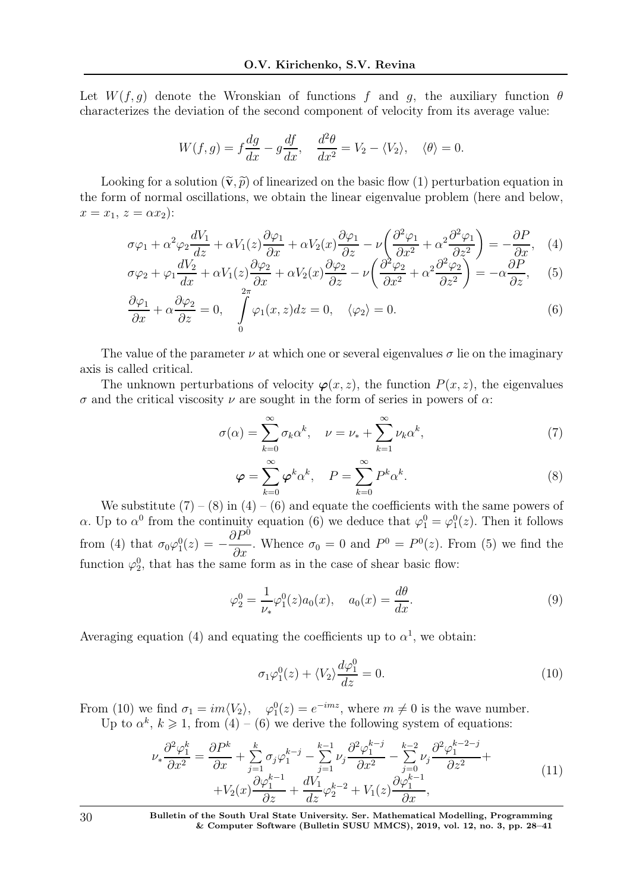Let $W(f,g)$ denote the Wronskian of functions $f$ and $g$, the auxiliary function $\theta$ characterizes the deviation of the second component of velocity from its average value:

$$W(f,g) = f\frac{dg}{dx} - g\frac{df}{dx}, \quad \frac{d^2\theta}{dx^2} = V_2 - \langle V_2 \rangle, \quad \langle \theta \rangle = 0.$$

Looking for a solution $(\widetilde{\mathbf{v}}, \widetilde{p})$ of linearized on the basic flow (1) perturbation equation in the form of normal oscillations, we obtain the linear eigenvalue problem (here and below, $x = x_1$, $z = \alpha x_2$):

$$\sigma\varphi_1 + \alpha^2\varphi_2\frac{dV_1}{dz} + \alpha V_1(z)\frac{\partial\varphi_1}{\partial x} + \alpha V_2(x)\frac{\partial\varphi_1}{\partial z} - \nu\left(\frac{\partial^2\varphi_1}{\partial x^2} + \alpha^2\frac{\partial^2\varphi_1}{\partial z^2}\right) = -\frac{\partial P}{\partial x}, \quad (4)$$

$$\sigma\varphi_2 + \varphi_1\frac{dV_2}{dx} + \alpha V_1(z)\frac{\partial\varphi_2}{\partial x} + \alpha V_2(x)\frac{\partial\varphi_2}{\partial z} - \nu\left(\frac{\partial^2\varphi_2}{\partial x^2} + \alpha^2\frac{\partial^2\varphi_2}{\partial z^2}\right) = -\alpha\frac{\partial P}{\partial z}, \quad (5)$$

$$\frac{\partial\varphi_1}{\partial x} + \alpha\frac{\partial\varphi_2}{\partial z} = 0, \quad \int\limits_0^{2\pi}\varphi_1(x,z)dz = 0, \quad \langle\varphi_2\rangle = 0. \quad (6)$$

The value of the parameter $\nu$ at which one or several eigenvalues $\sigma$ lie on the imaginary axis is called critical.

The unknown perturbations of velocity $\boldsymbol{\varphi}(x,z)$, the function $P(x,z)$, the eigenvalues $\sigma$ and the critical viscosity $\nu$ are sought in the form of series in powers of $\alpha$:

$$\sigma(\alpha) = \sum_{k=0}^{\infty}\sigma_k\alpha^k, \quad \nu = \nu_* + \sum_{k=1}^{\infty}\nu_k\alpha^k, \quad (7)$$

$$\boldsymbol{\varphi} = \sum_{k=0}^{\infty}\boldsymbol{\varphi}^k\alpha^k, \quad P = \sum_{k=0}^{\infty}P^k\alpha^k. \quad (8)$$

We substitute (7) – (8) in (4) – (6) and equate the coefficients with the same powers of $\alpha$. Up to $\alpha^0$ from the continuity equation (6) we deduce that $\varphi_1^0 = \varphi_1^0(z)$. Then it follows from (4) that $\sigma_0\varphi_1^0(z) = -\dfrac{\partial P^0}{\partial x}$. Whence $\sigma_0 = 0$ and $P^0 = P^0(z)$. From (5) we find the function $\varphi_2^0$, that has the same form as in the case of shear basic flow:

$$\varphi_2^0 = \frac{1}{\nu_*}\varphi_1^0(z)a_0(x), \quad a_0(x) = \frac{d\theta}{dx}. \quad (9)$$

Averaging equation (4) and equating the coefficients up to $\alpha^1$, we obtain:

$$\sigma_1\varphi_1^0(z) + \langle V_2\rangle\frac{d\varphi_1^0}{dz} = 0. \quad (10)$$

From (10) we find $\sigma_1 = im\langle V_2\rangle$, $\quad \varphi_1^0(z) = e^{-imz}$, where $m \neq 0$ is the wave number.

Up to $\alpha^k$, $k \geqslant 1$, from (4) – (6) we derive the following system of equations:

$$\nu_*\frac{\partial^2\varphi_1^k}{\partial x^2} = \frac{\partial P^k}{\partial x} + \sum_{j=1}^{k}\sigma_j\varphi_1^{k-j} - \sum_{j=1}^{k-1}\nu_j\frac{\partial^2\varphi_1^{k-j}}{\partial x^2} - \sum_{j=0}^{k-2}\nu_j\frac{\partial^2\varphi_1^{k-2-j}}{\partial z^2} + \\ + V_2(x)\frac{\partial\varphi_1^{k-1}}{\partial z} + \frac{dV_1}{dz}\varphi_2^{k-2} + V_1(z)\frac{\partial\varphi_1^{k-1}}{\partial x}, \quad (11)$$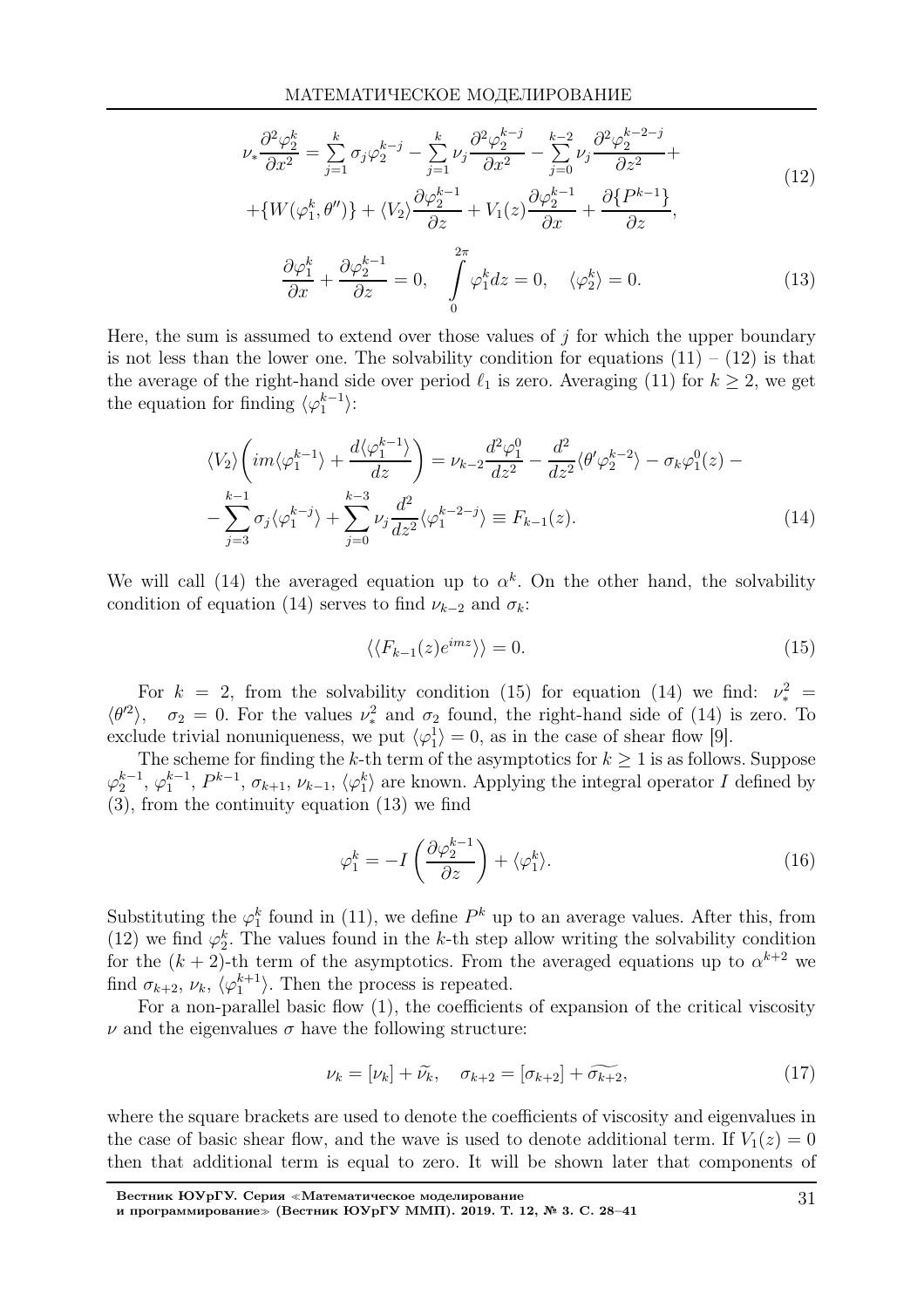$$\nu_* \frac{\partial^2 \varphi_2^k}{\partial x^2} = \sum_{j=1}^{k} \sigma_j \varphi_2^{k-j} - \sum_{j=1}^{k} \nu_j \frac{\partial^2 \varphi_2^{k-j}}{\partial x^2} - \sum_{j=0}^{k-2} \nu_j \frac{\partial^2 \varphi_2^{k-2-j}}{\partial z^2} +$$
$$+ \{W(\varphi_1^k, \theta'')\} + \langle V_2 \rangle \frac{\partial \varphi_2^{k-1}}{\partial z} + V_1(z) \frac{\partial \varphi_2^{k-1}}{\partial x} + \frac{\partial \{P^{k-1}\}}{\partial z}, \tag{12}$$

$$\frac{\partial \varphi_1^k}{\partial x} + \frac{\partial \varphi_2^{k-1}}{\partial z} = 0, \quad \int_0^{2\pi} \varphi_1^k dz = 0, \quad \langle \varphi_2^k \rangle = 0. \tag{13}$$

Here, the sum is assumed to extend over those values of $j$ for which the upper boundary is not less than the lower one. The solvability condition for equations (11) – (12) is that the average of the right-hand side over period $\ell_1$ is zero. Averaging (11) for $k \geq 2$, we get the equation for finding $\langle \varphi_1^{k-1} \rangle$:

$$\langle V_2 \rangle \left( im \langle \varphi_1^{k-1} \rangle + \frac{d \langle \varphi_1^{k-1} \rangle}{dz} \right) = \nu_{k-2} \frac{d^2 \varphi_1^0}{dz^2} - \frac{d^2}{dz^2} \langle \theta' \varphi_2^{k-2} \rangle - \sigma_k \varphi_1^0(z) -$$
$$- \sum_{j=3}^{k-1} \sigma_j \langle \varphi_1^{k-j} \rangle + \sum_{j=0}^{k-3} \nu_j \frac{d^2}{dz^2} \langle \varphi_1^{k-2-j} \rangle \equiv F_{k-1}(z). \tag{14}$$

We will call (14) the averaged equation up to $\alpha^k$. On the other hand, the solvability condition of equation (14) serves to find $\nu_{k-2}$ and $\sigma_k$:

$$\langle \langle F_{k-1}(z) e^{imz} \rangle \rangle = 0. \tag{15}$$

For $k = 2$, from the solvability condition (15) for equation (14) we find: $\nu_*^2 = \langle \theta'^2 \rangle$, $\sigma_2 = 0$. For the values $\nu_*^2$ and $\sigma_2$ found, the right-hand side of (14) is zero. To exclude trivial nonuniqueness, we put $\langle \varphi_1^1 \rangle = 0$, as in the case of shear flow [9].

The scheme for finding the $k$-th term of the asymptotics for $k \geq 1$ is as follows. Suppose $\varphi_2^{k-1}$, $\varphi_1^{k-1}$, $P^{k-1}$, $\sigma_{k+1}$, $\nu_{k-1}$, $\langle \varphi_1^k \rangle$ are known. Applying the integral operator $I$ defined by (3), from the continuity equation (13) we find

$$\varphi_1^k = -I \left( \frac{\partial \varphi_2^{k-1}}{\partial z} \right) + \langle \varphi_1^k \rangle. \tag{16}$$

Substituting the $\varphi_1^k$ found in (11), we define $P^k$ up to an average values. After this, from (12) we find $\varphi_2^k$. The values found in the $k$-th step allow writing the solvability condition for the $(k+2)$-th term of the asymptotics. From the averaged equations up to $\alpha^{k+2}$ we find $\sigma_{k+2}$, $\nu_k$, $\langle \varphi_1^{k+1} \rangle$. Then the process is repeated.

For a non-parallel basic flow (1), the coefficients of expansion of the critical viscosity $\nu$ and the eigenvalues $\sigma$ have the following structure:

$$\nu_k = [\nu_k] + \widetilde{\nu_k}, \quad \sigma_{k+2} = [\sigma_{k+2}] + \widetilde{\sigma_{k+2}}, \tag{17}$$

where the square brackets are used to denote the coefficients of viscosity and eigenvalues in the case of basic shear flow, and the wave is used to denote additional term. If $V_1(z) = 0$ then that additional term is equal to zero. It will be shown later that components of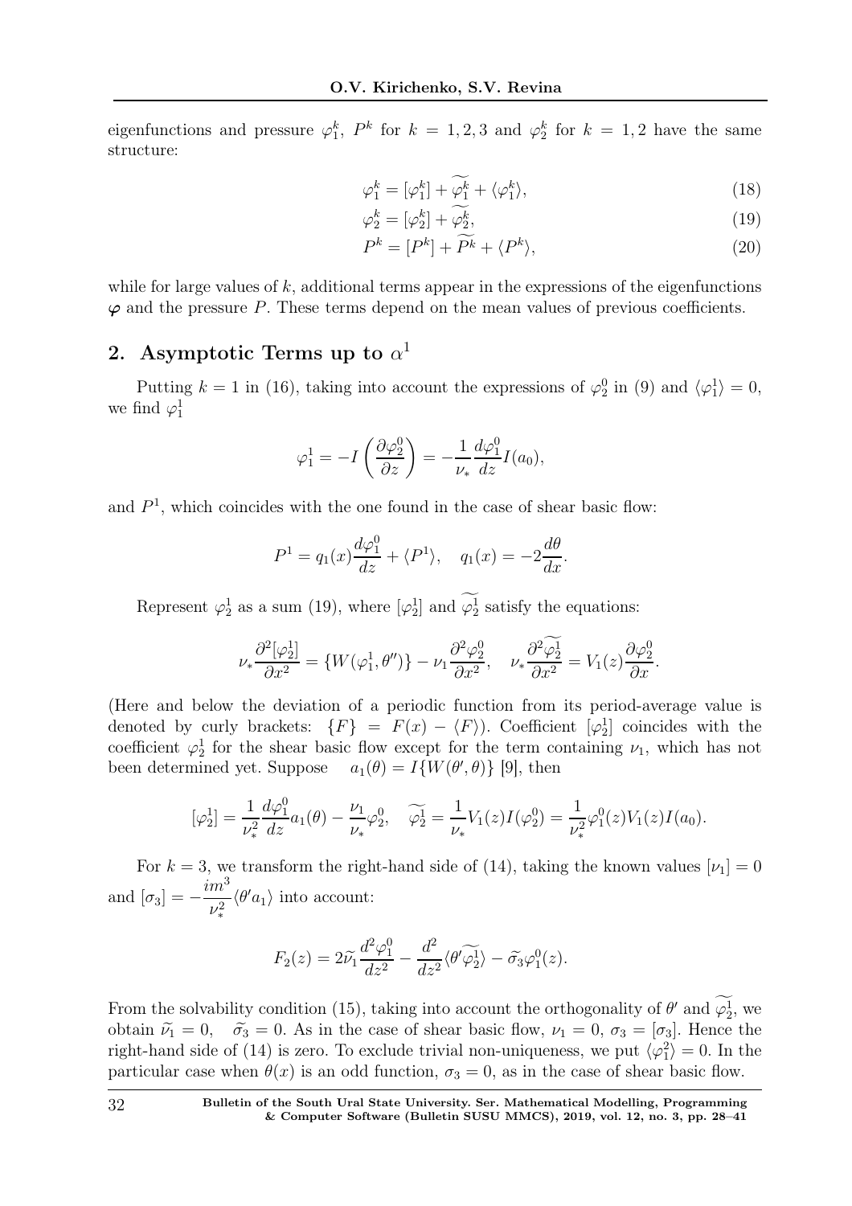eigenfunctions and pressure $\varphi_1^k$, $P^k$ for $k = 1, 2, 3$ and $\varphi_2^k$ for $k = 1, 2$ have the same structure:

$$\varphi_1^k = [\varphi_1^k] + \widetilde{\varphi_1^k} + \langle \varphi_1^k \rangle, \tag{18}$$

$$\varphi_2^k = [\varphi_2^k] + \widetilde{\varphi_2^k}, \tag{19}$$

$$P^k = [P^k] + \widetilde{P^k} + \langle P^k \rangle, \tag{20}$$

while for large values of $k$, additional terms appear in the expressions of the eigenfunctions $\boldsymbol{\varphi}$ and the pressure $P$. These terms depend on the mean values of previous coefficients.

## 2. Asymptotic Terms up to $\alpha^1$

Putting $k = 1$ in (16), taking into account the expressions of $\varphi_2^0$ in (9) and $\langle \varphi_1^1 \rangle = 0$, we find $\varphi_1^1$

$$\varphi_1^1 = -I\left(\frac{\partial \varphi_2^0}{\partial z}\right) = -\frac{1}{\nu_*}\frac{d\varphi_1^0}{dz} I(a_0),$$

and $P^1$, which coincides with the one found in the case of shear basic flow:

$$P^1 = q_1(x)\frac{d\varphi_1^0}{dz} + \langle P^1 \rangle, \quad q_1(x) = -2\frac{d\theta}{dx}.$$

Represent $\varphi_2^1$ as a sum (19), where $[\varphi_2^1]$ and $\widetilde{\varphi_2^1}$ satisfy the equations:

$$\nu_*\frac{\partial^2 [\varphi_2^1]}{\partial x^2} = \{W(\varphi_1^1, \theta'')\} - \nu_1\frac{\partial^2 \varphi_2^0}{\partial x^2}, \quad \nu_*\frac{\partial^2 \widetilde{\varphi_2^1}}{\partial x^2} = V_1(z)\frac{\partial \varphi_2^0}{\partial x}.$$

(Here and below the deviation of a periodic function from its period-average value is denoted by curly brackets: $\{F\} = F(x) - \langle F \rangle$). Coefficient $[\varphi_2^1]$ coincides with the coefficient $\varphi_2^1$ for the shear basic flow except for the term containing $\nu_1$, which has not been determined yet. Suppose $\quad a_1(\theta) = I\{W(\theta', \theta)\}$ [9], then

$$[\varphi_2^1] = \frac{1}{\nu_*^2}\frac{d\varphi_1^0}{dz}a_1(\theta) - \frac{\nu_1}{\nu_*}\varphi_2^0, \quad \widetilde{\varphi_2^1} = \frac{1}{\nu_*}V_1(z)I(\varphi_2^0) = \frac{1}{\nu_*^2}\varphi_1^0(z)V_1(z)I(a_0).$$

For $k = 3$, we transform the right-hand side of (14), taking the known values $[\nu_1] = 0$ and $[\sigma_3] = -\dfrac{im^3}{\nu_*^2}\langle \theta' a_1 \rangle$ into account:

$$F_2(z) = 2\widetilde{\nu}_1\frac{d^2\varphi_1^0}{dz^2} - \frac{d^2}{dz^2}\langle \theta' \widetilde{\varphi_2^1} \rangle - \widetilde{\sigma}_3\varphi_1^0(z).$$

From the solvability condition (15), taking into account the orthogonality of $\theta'$ and $\widetilde{\varphi_2^1}$, we obtain $\widetilde{\nu}_1 = 0, \quad \widetilde{\sigma}_3 = 0$. As in the case of shear basic flow, $\nu_1 = 0$, $\sigma_3 = [\sigma_3]$. Hence the right-hand side of (14) is zero. To exclude trivial non-uniqueness, we put $\langle \varphi_1^2 \rangle = 0$. In the particular case when $\theta(x)$ is an odd function, $\sigma_3 = 0$, as in the case of shear basic flow.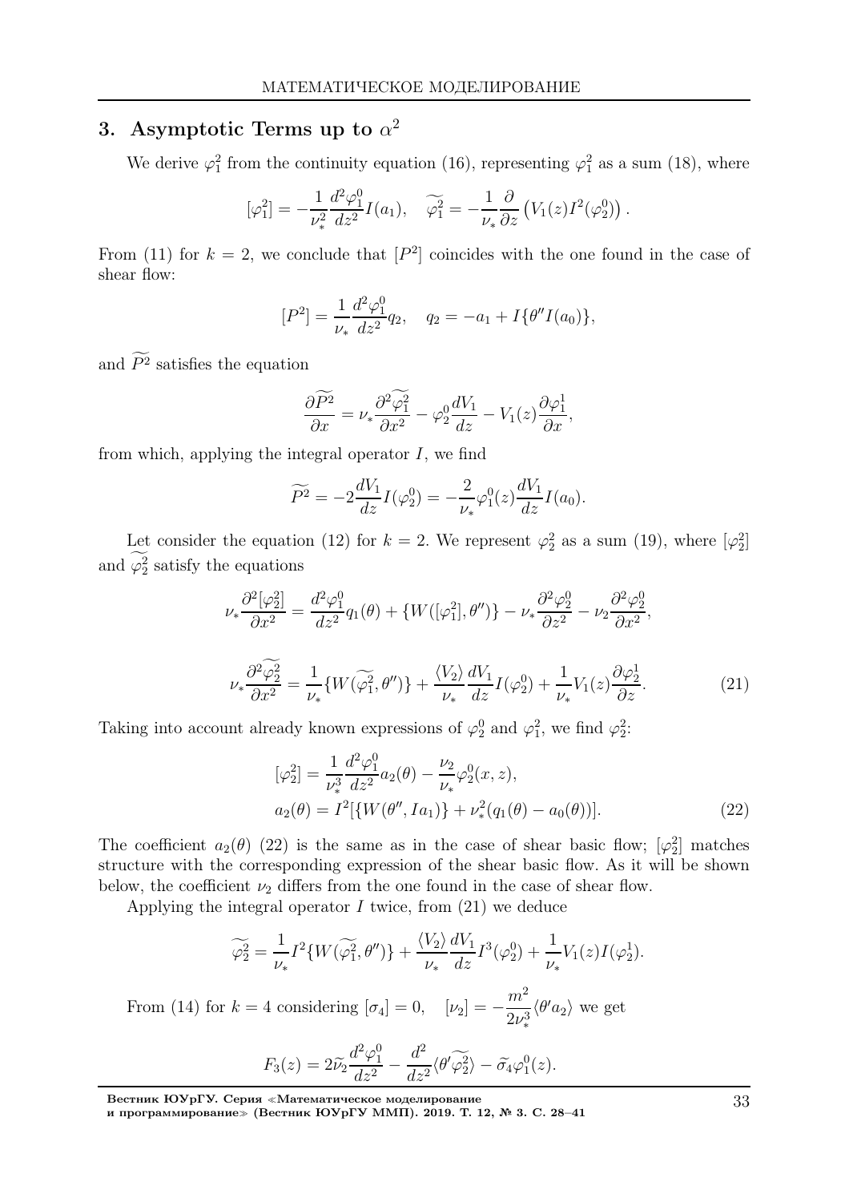## 3. Asymptotic Terms up to $\alpha^2$

We derive $\varphi_1^2$ from the continuity equation (16), representing $\varphi_1^2$ as a sum (18), where

$$[\varphi_1^2] = -\frac{1}{\nu_*^2}\frac{d^2\varphi_1^0}{dz^2}I(a_1), \quad \widetilde{\varphi_1^2} = -\frac{1}{\nu_*}\frac{\partial}{\partial z}\left(V_1(z)I^2(\varphi_2^0)\right).$$

From (11) for $k = 2$, we conclude that $[P^2]$ coincides with the one found in the case of shear flow:

$$[P^2] = \frac{1}{\nu_*}\frac{d^2\varphi_1^0}{dz^2}q_2, \quad q_2 = -a_1 + I\{\theta'' I(a_0)\},$$

and $\widetilde{P^2}$ satisfies the equation

$$\frac{\partial \widetilde{P^2}}{\partial x} = \nu_*\frac{\partial^2 \widetilde{\varphi_1^2}}{\partial x^2} - \varphi_2^0\frac{dV_1}{dz} - V_1(z)\frac{\partial \varphi_1^1}{\partial x},$$

from which, applying the integral operator $I$, we find

$$\widetilde{P^2} = -2\frac{dV_1}{dz}I(\varphi_2^0) = -\frac{2}{\nu_*}\varphi_1^0(z)\frac{dV_1}{dz}I(a_0).$$

Let consider the equation (12) for $k = 2$. We represent $\varphi_2^2$ as a sum (19), where $[\varphi_2^2]$ and $\widetilde{\varphi_2^2}$ satisfy the equations

$$\nu_*\frac{\partial^2[\varphi_2^2]}{\partial x^2} = \frac{d^2\varphi_1^0}{dz^2}q_1(\theta) + \{W([\varphi_1^2], \theta'')\} - \nu_*\frac{\partial^2 \varphi_2^0}{\partial z^2} - \nu_2\frac{\partial^2 \varphi_2^0}{\partial x^2},$$

$$\nu_*\frac{\partial^2 \widetilde{\varphi_2^2}}{\partial x^2} = \frac{1}{\nu_*}\{W(\widetilde{\varphi_1^2}, \theta'')\} + \frac{\langle V_2\rangle}{\nu_*}\frac{dV_1}{dz}I(\varphi_2^0) + \frac{1}{\nu_*}V_1(z)\frac{\partial \varphi_2^1}{\partial z}. \tag{21}$$

Taking into account already known expressions of $\varphi_2^0$ and $\varphi_1^2$, we find $\varphi_2^2$:

$$\begin{aligned}
&[\varphi_2^2] = \frac{1}{\nu_*^3}\frac{d^2\varphi_1^0}{dz^2}a_2(\theta) - \frac{\nu_2}{\nu_*}\varphi_2^0(x,z),\\
&a_2(\theta) = I^2[\{W(\theta'', Ia_1)\} + \nu_*^2(q_1(\theta) - a_0(\theta))].
\end{aligned} \tag{22}$$

The coefficient $a_2(\theta)$ (22) is the same as in the case of shear basic flow; $[\varphi_2^2]$ matches structure with the corresponding expression of the shear basic flow. As it will be shown below, the coefficient $\nu_2$ differs from the one found in the case of shear flow.

Applying the integral operator $I$ twice, from (21) we deduce

$$\widetilde{\varphi_2^2} = \frac{1}{\nu_*}I^2\{W(\widetilde{\varphi_1^2}, \theta'')\} + \frac{\langle V_2\rangle}{\nu_*}\frac{dV_1}{dz}I^3(\varphi_2^0) + \frac{1}{\nu_*}V_1(z)I(\varphi_2^1).$$

From (14) for $k = 4$ considering $[\sigma_4] = 0, \quad [\nu_2] = -\dfrac{m^2}{2\nu_*^3}\langle\theta' a_2\rangle$ we get

$$F_3(z) = 2\widetilde{\nu_2}\frac{d^2\varphi_1^0}{dz^2} - \frac{d^2}{dz^2}\langle\theta'\widetilde{\varphi_2^2}\rangle - \widetilde{\sigma_4}\varphi_1^0(z).$$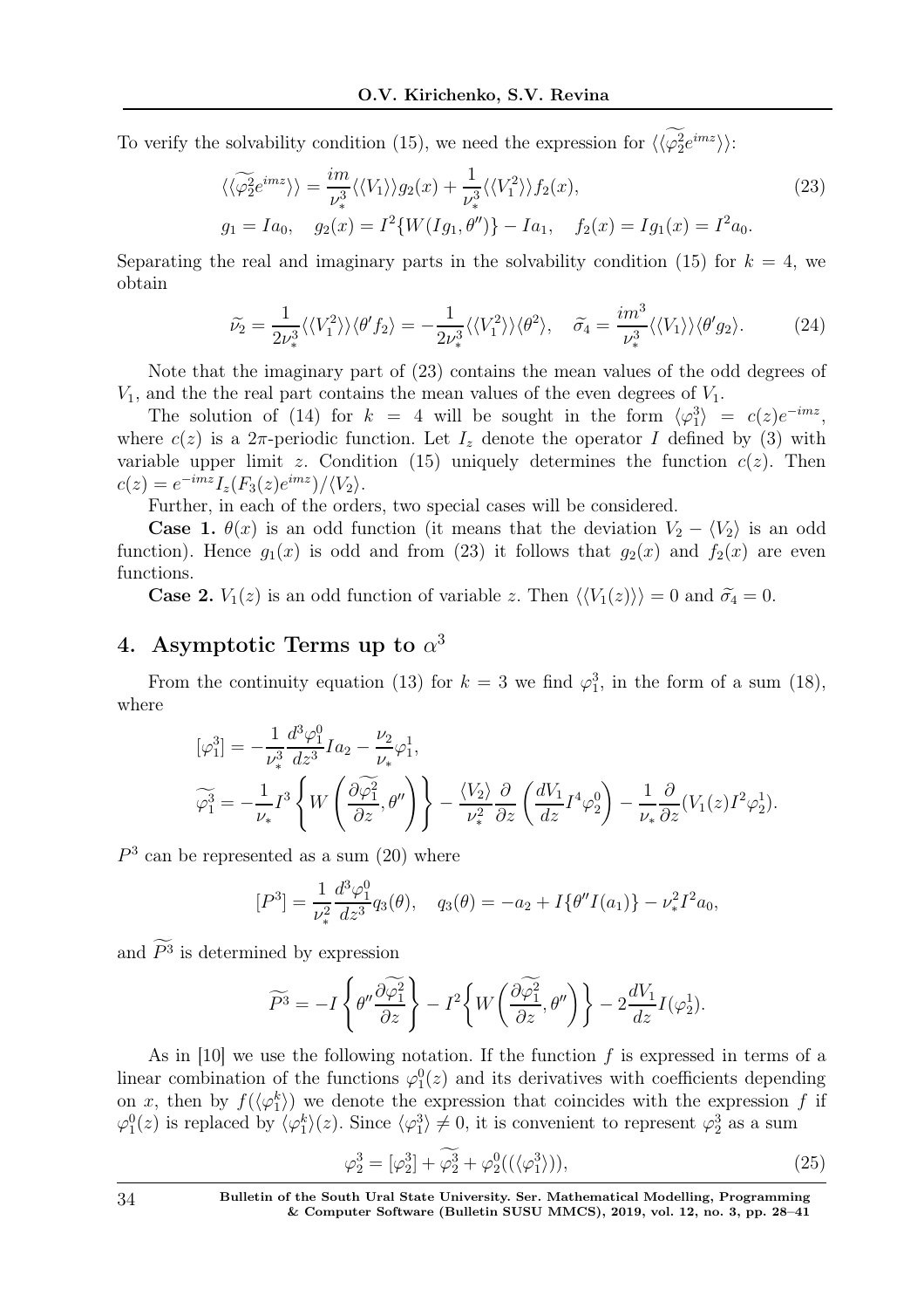To verify the solvability condition (15), we need the expression for $\langle\langle\widetilde{\varphi_2^2}e^{imz}\rangle\rangle$:

$$
\begin{gathered}
\langle\langle\widetilde{\varphi_2^2}e^{imz}\rangle\rangle = \frac{im}{\nu_*^3}\langle\langle V_1\rangle\rangle g_2(x) + \frac{1}{\nu_*^3}\langle\langle V_1^2\rangle\rangle f_2(x), \\
g_1 = Ia_0, \quad g_2(x) = I^2\{W(Ig_1, \theta'')\} - Ia_1, \quad f_2(x) = Ig_1(x) = I^2 a_0.
\end{gathered} \tag{23}
$$

Separating the real and imaginary parts in the solvability condition (15) for $k = 4$, we obtain

$$
\widetilde{\nu_2} = \frac{1}{2\nu_*^3}\langle\langle V_1^2\rangle\rangle\langle\theta' f_2\rangle = -\frac{1}{2\nu_*^3}\langle\langle V_1^2\rangle\rangle\langle\theta^2\rangle, \quad \widetilde{\sigma_4} = \frac{im^3}{\nu_*^3}\langle\langle V_1\rangle\rangle\langle\theta' g_2\rangle. \tag{24}
$$

Note that the imaginary part of (23) contains the mean values of the odd degrees of $V_1$, and the the real part contains the mean values of the even degrees of $V_1$.

The solution of (14) for $k = 4$ will be sought in the form $\langle\varphi_1^3\rangle = c(z)e^{-imz}$, where $c(z)$ is a $2\pi$-periodic function. Let $I_z$ denote the operator $I$ defined by (3) with variable upper limit $z$. Condition (15) uniquely determines the function $c(z)$. Then $c(z) = e^{-imz}I_z(F_3(z)e^{imz})/\langle V_2\rangle$.

Further, in each of the orders, two special cases will be considered.

**Case 1.** $\theta(x)$ is an odd function (it means that the deviation $V_2 - \langle V_2\rangle$ is an odd function). Hence $g_1(x)$ is odd and from (23) it follows that $g_2(x)$ and $f_2(x)$ are even functions.

**Case 2.** $V_1(z)$ is an odd function of variable $z$. Then $\langle\langle V_1(z)\rangle\rangle = 0$ and $\widetilde{\sigma_4} = 0$.

## 4. Asymptotic Terms up to $\alpha^3$

From the continuity equation (13) for $k = 3$ we find $\varphi_1^3$, in the form of a sum (18), where

$$
\begin{gathered}
[\varphi_1^3] = -\frac{1}{\nu_*^3}\frac{d^3\varphi_1^0}{dz^3}Ia_2 - \frac{\nu_2}{\nu_*}\varphi_1^1, \\
\widetilde{\varphi_1^3} = -\frac{1}{\nu_*}I^3\left\{W\left(\frac{\partial\widetilde{\varphi_1^2}}{\partial z}, \theta''\right)\right\} - \frac{\langle V_2\rangle}{\nu_*^2}\frac{\partial}{\partial z}\left(\frac{dV_1}{dz}I^4\varphi_2^0\right) - \frac{1}{\nu_*}\frac{\partial}{\partial z}(V_1(z)I^2\varphi_2^1).
\end{gathered}
$$

$P^3$ can be represented as a sum (20) where

$$
[P^3] = \frac{1}{\nu_*^2}\frac{d^3\varphi_1^0}{dz^3}q_3(\theta), \quad q_3(\theta) = -a_2 + I\{\theta'' I(a_1)\} - \nu_*^2 I^2 a_0,
$$

and $\widetilde{P^3}$ is determined by expression

$$
\widetilde{P^3} = -I\left\{\theta''\frac{\partial\widetilde{\varphi_1^2}}{\partial z}\right\} - I^2\left\{W\left(\frac{\partial\widetilde{\varphi_1^2}}{\partial z}, \theta''\right)\right\} - 2\frac{dV_1}{dz}I(\varphi_2^1).
$$

As in [10] we use the following notation. If the function $f$ is expressed in terms of a linear combination of the functions $\varphi_1^0(z)$ and its derivatives with coefficients depending on $x$, then by $f(\langle\varphi_1^k\rangle)$ we denote the expression that coincides with the expression $f$ if $\varphi_1^0(z)$ is replaced by $\langle\varphi_1^k\rangle(z)$. Since $\langle\varphi_1^3\rangle \neq 0$, it is convenient to represent $\varphi_2^3$ as a sum

$$
\varphi_2^3 = [\varphi_2^3] + \widetilde{\varphi_2^3} + \varphi_2^0((\langle\varphi_1^3\rangle)), \tag{25}
$$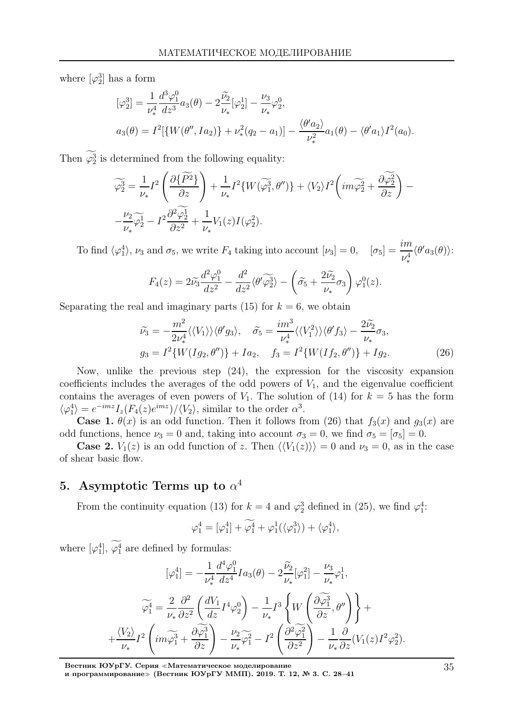where $[\varphi_2^3]$ has a form

$$
\begin{aligned}
&[\varphi_2^3] = \frac{1}{\nu_*^4}\frac{d^3\varphi_1^0}{dz^3}a_3(\theta) - 2\frac{\widetilde{\nu_2}}{\nu_*}[\varphi_2^1] - \frac{\nu_3}{\nu_*}\varphi_2^0,\\
&a_3(\theta) = I^2[\{W(\theta'', Ia_2)\} + \nu_*^2(q_2 - a_1)] - \frac{\langle\theta' a_2\rangle}{\nu_*^2}a_1(\theta) - \langle\theta' a_1\rangle I^2(a_0).
\end{aligned}
$$

Then $\widetilde{\varphi_2^3}$ is determined from the following equality:

$$
\begin{aligned}
\widetilde{\varphi_2^3} = &\frac{1}{\nu_*}I^2\left(\frac{\partial\{\widetilde{P^2}\}}{\partial z}\right) + \frac{1}{\nu_*}I^2\{W(\widetilde{\varphi_1^3}, \theta'')\} + \langle V_2\rangle I^2\left(im\widetilde{\varphi_2^2} + \frac{\partial\widetilde{\varphi_2^2}}{\partial z}\right) -\\
&-\frac{\nu_2}{\nu_*}\widetilde{\varphi_2^1} - I^2\frac{\partial^2\widetilde{\varphi_2^1}}{\partial z^2} + \frac{1}{\nu_*}V_1(z)I(\varphi_2^2).
\end{aligned}
$$

To find $\langle\varphi_1^4\rangle$, $\nu_3$ and $\sigma_5$, we write $F_4$ taking into account $[\nu_3] = 0$, $\quad [\sigma_5] = \dfrac{im}{\nu_*^4}\langle\theta' a_3(\theta)\rangle$:

$$
F_4(z) = 2\widetilde{\nu_3}\frac{d^2\varphi_1^0}{dz^2} - \frac{d^2}{dz^2}\langle\theta'\widetilde{\varphi_2^3}\rangle - \left(\widetilde{\sigma_5} + \frac{2\widetilde{\nu_2}}{\nu_*}\sigma_3\right)\varphi_1^0(z).
$$

Separating the real and imaginary parts (15) for $k = 6$, we obtain

$$
\begin{aligned}
&\widetilde{\nu_3} = -\frac{m^2}{2\nu_*^4}\langle\langle V_1\rangle\rangle\langle\theta' g_3\rangle, \quad \widetilde{\sigma_5} = \frac{im^3}{\nu_*^4}\langle\langle V_1^2\rangle\rangle\langle\theta' f_3\rangle - \frac{2\widetilde{\nu_2}}{\nu_*}\sigma_3,\\
&g_3 = I^2\{W(Ig_2, \theta'')\} + Ia_2, \quad f_3 = I^2\{W(If_2, \theta'')\} + Ig_2.
\end{aligned}
\tag{26}
$$

Now, unlike the previous step (24), the expression for the viscosity expansion coefficients includes the averages of the odd powers of $V_1$, and the eigenvalue coefficient contains the averages of even powers of $V_1$. The solution of (14) for $k = 5$ has the form $\langle\varphi_1^4\rangle = e^{-imz}I_z(F_4(z)e^{imz})/\langle V_2\rangle$, similar to the order $\alpha^3$.

**Case 1.** $\theta(x)$ is an odd function. Then it follows from (26) that $f_3(x)$ and $g_3(x)$ are odd functions, hence $\nu_3 = 0$ and, taking into account $\sigma_3 = 0$, we find $\sigma_5 = [\sigma_5] = 0$.

**Case 2.** $V_1(z)$ is an odd function of $z$. Then $\langle\langle V_1(z)\rangle\rangle = 0$ and $\nu_3 = 0$, as in the case of shear basic flow.

## 5. Asymptotic Terms up to $\alpha^4$

From the continuity equation (13) for $k = 4$ and $\varphi_2^3$ defined in (25), we find $\varphi_1^4$:

$$
\varphi_1^4 = [\varphi_1^4] + \widetilde{\varphi_1^4} + \varphi_1^1(\langle\varphi_1^3\rangle) + \langle\varphi_1^4\rangle,
$$

where $[\varphi_1^4]$, $\widetilde{\varphi_1^4}$ are defined by formulas:

$$
[\varphi_1^4] = -\frac{1}{\nu_*^4}\frac{d^4\varphi_1^0}{dz^4}Ia_3(\theta) - 2\frac{\widetilde{\nu_2}}{\nu_*}[\varphi_1^2] - \frac{\nu_3}{\nu_*}\varphi_1^1,
$$

$$
\begin{aligned}
\widetilde{\varphi_1^4} = &\frac{2}{\nu_*}\frac{\partial^2}{\partial z^2}\left(\frac{dV_1}{dz}I^4\varphi_2^0\right) - \frac{1}{\nu_*}I^3\left\{W\left(\frac{\partial\widetilde{\varphi_1^3}}{\partial z}, \theta''\right)\right\} +\\
&+\frac{\langle V_2\rangle}{\nu_*}I^2\left(im\widetilde{\varphi_1^3} + \frac{\partial\widetilde{\varphi_1^3}}{\partial z}\right) - \frac{\nu_2}{\nu_*}\widetilde{\varphi_1^2} - I^2\left(\frac{\partial^2\widetilde{\varphi_1^2}}{\partial z^2}\right) - \frac{1}{\nu_*}\frac{\partial}{\partial z}(V_1(z)I^2\varphi_2^2).
\end{aligned}
$$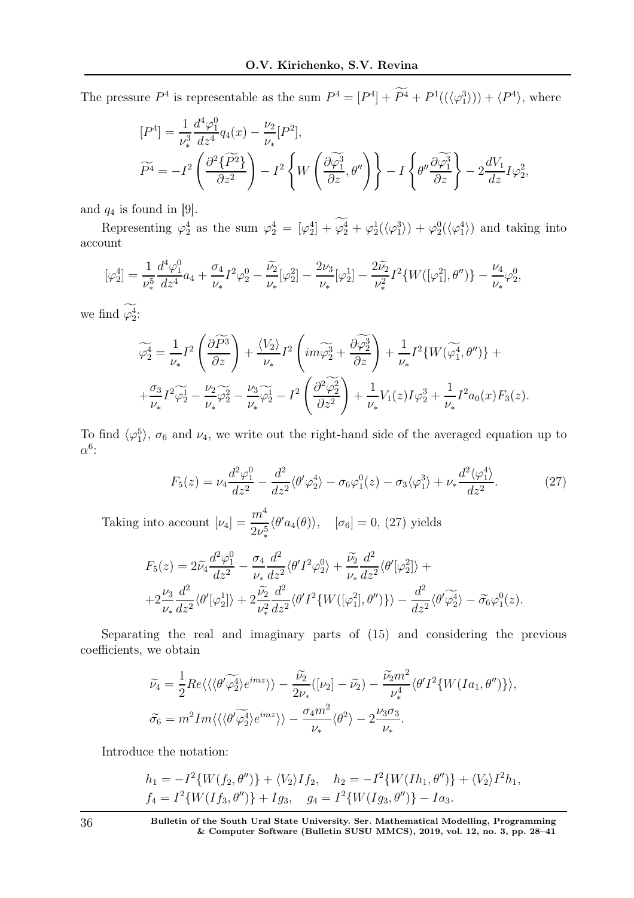The pressure $P^4$ is representable as the sum $P^4 = [P^4] + \widetilde{P^4} + P^1((\langle\varphi_1^3\rangle)) + \langle P^4\rangle$, where

$$[P^4] = \frac{1}{\nu_*^3}\frac{d^4\varphi_1^0}{dz^4}q_4(x) - \frac{\nu_2}{\nu_*}[P^2],$$

$$\widetilde{P^4} = -I^2\left(\frac{\partial^2\{\widetilde{P^2}\}}{\partial z^2}\right) - I^2\left\{W\left(\frac{\partial\widetilde{\varphi_1^3}}{\partial z}, \theta''\right)\right\} - I\left\{\theta''\frac{\partial\widetilde{\varphi_1^3}}{\partial z}\right\} - 2\frac{dV_1}{dz}I\varphi_2^2,$$

and $q_4$ is found in [9].

Representing $\varphi_2^4$ as the sum $\varphi_2^4 = [\varphi_2^4] + \widetilde{\varphi_2^4} + \varphi_2^1(\langle\varphi_1^3\rangle) + \varphi_2^0(\langle\varphi_1^4\rangle)$ and taking into account

$$[\varphi_2^4] = \frac{1}{\nu_*^5}\frac{d^4\varphi_1^0}{dz^4}a_4 + \frac{\sigma_4}{\nu_*}I^2\varphi_2^0 - \frac{\widetilde{\nu_2}}{\nu_*}[\varphi_2^2] - \frac{2\nu_3}{\nu_*}[\varphi_2^1] - \frac{2\widetilde{\nu_2}}{\nu_*^2}I^2\{W([\varphi_1^2], \theta'')\} - \frac{\nu_4}{\nu_*}\varphi_2^0,$$

we find $\widetilde{\varphi_2^4}$:

$$\widetilde{\varphi_2^4} = \frac{1}{\nu_*}I^2\left(\frac{\partial\widetilde{P^3}}{\partial z}\right) + \frac{\langle V_2\rangle}{\nu_*}I^2\left(im\widetilde{\varphi_2^3} + \frac{\partial\widetilde{\varphi_2^3}}{\partial z}\right) + \frac{1}{\nu_*}I^2\{W(\widetilde{\varphi_1^4}, \theta'')\} +$$
$$+\frac{\sigma_3}{\nu_*}I^2\widetilde{\varphi_2^1} - \frac{\nu_2}{\nu_*}\widetilde{\varphi_2^2} - \frac{\nu_3}{\nu_*}\widetilde{\varphi_2^1} - I^2\left(\frac{\partial^2\widetilde{\varphi_2^2}}{\partial z^2}\right) + \frac{1}{\nu_*}V_1(z)I\varphi_2^3 + \frac{1}{\nu_*}I^2a_0(x)F_3(z).$$

To find $\langle\varphi_1^5\rangle$, $\sigma_6$ and $\nu_4$, we write out the right-hand side of the averaged equation up to $\alpha^6$:

$$F_5(z) = \nu_4\frac{d^2\varphi_1^0}{dz^2} - \frac{d^2}{dz^2}\langle\theta'\varphi_2^4\rangle - \sigma_6\varphi_1^0(z) - \sigma_3\langle\varphi_1^3\rangle + \nu_*\frac{d^2\langle\varphi_1^4\rangle}{dz^2}. \tag{27}$$

Taking into account $[\nu_4] = \dfrac{m^4}{2\nu_*^5}\langle\theta' a_4(\theta)\rangle$, $\quad [\sigma_6] = 0$, (27) yields

$$F_5(z) = 2\widetilde{\nu}_4\frac{d^2\varphi_1^0}{dz^2} - \frac{\sigma_4}{\nu_*}\frac{d^2}{dz^2}\langle\theta' I^2\varphi_2^0\rangle + \frac{\widetilde{\nu_2}}{\nu_*}\frac{d^2}{dz^2}\langle\theta'[\varphi_2^2]\rangle +$$
$$+2\frac{\nu_3}{\nu_*}\frac{d^2}{dz^2}\langle\theta'[\varphi_2^1]\rangle + 2\frac{\widetilde{\nu_2}}{\nu_*^2}\frac{d^2}{dz^2}\langle\theta' I^2\{W([\varphi_1^2], \theta'')\}\rangle - \frac{d^2}{dz^2}\langle\theta'\widetilde{\varphi_2^4}\rangle - \widetilde{\sigma}_6\varphi_1^0(z).$$

Separating the real and imaginary parts of (15) and considering the previous coefficients, we obtain

$$\widetilde{\nu_4} = \frac{1}{2}Re\langle\langle\langle\theta'\widetilde{\varphi_2^4}\rangle e^{imz}\rangle\rangle - \frac{\widetilde{\nu_2}}{2\nu_*}([\nu_2] - \widetilde{\nu_2}) - \frac{\widetilde{\nu_2}m^2}{\nu_*^4}\langle\theta' I^2\{W(Ia_1, \theta'')\}\rangle,$$
$$\widetilde{\sigma_6} = m^2 Im\langle\langle\langle\theta'\widetilde{\varphi_2^4}\rangle e^{imz}\rangle\rangle - \frac{\sigma_4 m^2}{\nu_*}\langle\theta^2\rangle - 2\frac{\nu_3\sigma_3}{\nu_*}.$$

Introduce the notation:

$$h_1 = -I^2\{W(f_2, \theta'')\} + \langle V_2\rangle If_2, \quad h_2 = -I^2\{W(Ih_1, \theta'')\} + \langle V_2\rangle I^2h_1,$$
$$f_4 = I^2\{W(If_3, \theta'')\} + Ig_3, \quad g_4 = I^2\{W(Ig_3, \theta'')\} - Ia_3.$$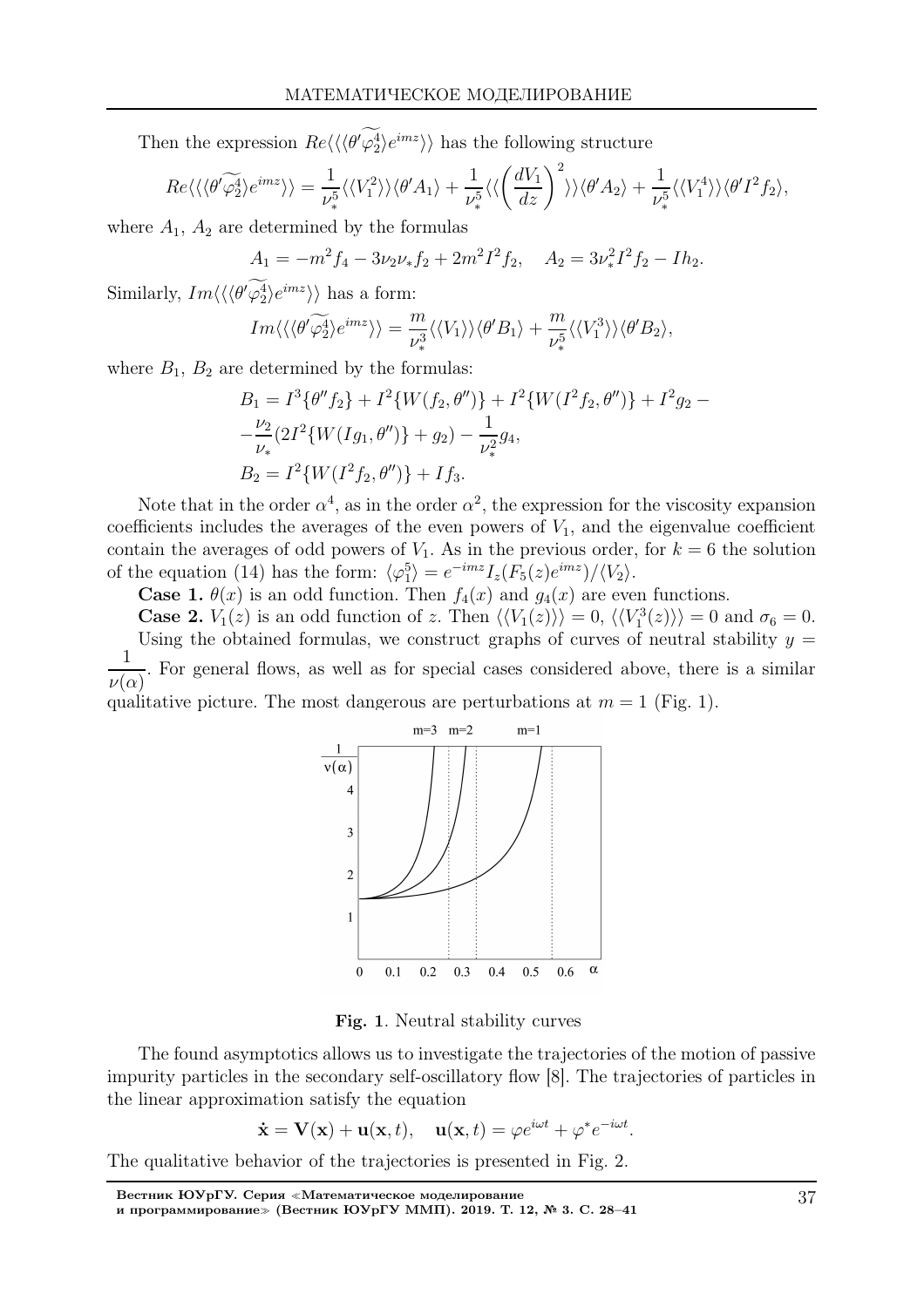Then the expression $Re\langle\langle\langle\theta'\widetilde{\varphi_2^4}\rangle e^{imz}\rangle\rangle$ has the following structure

$$Re\langle\langle\langle\theta'\widetilde{\varphi_2^4}\rangle e^{imz}\rangle\rangle = \frac{1}{\nu_*^5}\langle\langle V_1^2\rangle\rangle\langle\theta' A_1\rangle + \frac{1}{\nu_*^5}\langle\langle\left(\frac{dV_1}{dz}\right)^2\rangle\rangle\langle\theta' A_2\rangle + \frac{1}{\nu_*^5}\langle\langle V_1^4\rangle\rangle\langle\theta' I^2 f_2\rangle,$$

where $A_1$, $A_2$ are determined by the formulas

$$A_1 = -m^2 f_4 - 3\nu_2\nu_* f_2 + 2m^2 I^2 f_2, \quad A_2 = 3\nu_*^2 I^2 f_2 - I h_2.$$

Similarly, $Im\langle\langle\langle\theta'\widetilde{\varphi_2^4}\rangle e^{imz}\rangle\rangle$ has a form:

$$Im\langle\langle\langle\theta'\widetilde{\varphi_2^4}\rangle e^{imz}\rangle\rangle = \frac{m}{\nu_*^3}\langle\langle V_1\rangle\rangle\langle\theta' B_1\rangle + \frac{m}{\nu_*^5}\langle\langle V_1^3\rangle\rangle\langle\theta' B_2\rangle,$$

where $B_1$, $B_2$ are determined by the formulas:

$$\begin{aligned}
B_1 &= I^3\{\theta'' f_2\} + I^2\{W(f_2,\theta'')\} + I^2\{W(I^2 f_2,\theta'')\} + I^2 g_2 - \\
&-\frac{\nu_2}{\nu_*}(2I^2\{W(Ig_1,\theta'')\} + g_2) - \frac{1}{\nu_*^2}g_4, \\
B_2 &= I^2\{W(I^2 f_2,\theta'')\} + I f_3.
\end{aligned}$$

Note that in the order $\alpha^4$, as in the order $\alpha^2$, the expression for the viscosity expansion coefficients includes the averages of the even powers of $V_1$, and the eigenvalue coefficient contain the averages of odd powers of $V_1$. As in the previous order, for $k = 6$ the solution of the equation (14) has the form: $\langle\varphi_1^5\rangle = e^{-imz} I_z(F_5(z)e^{imz})/\langle V_2\rangle$.

**Case 1.** $\theta(x)$ is an odd function. Then $f_4(x)$ and $g_4(x)$ are even functions.

**Case 2.** $V_1(z)$ is an odd function of $z$. Then $\langle\langle V_1(z)\rangle\rangle = 0$, $\langle\langle V_1^3(z)\rangle\rangle = 0$ and $\sigma_6 = 0$.

Using the obtained formulas, we construct graphs of curves of neutral stability $y = \dfrac{1}{\nu(\alpha)}$. For general flows, as well as for special cases considered above, there is a similar qualitative picture. The most dangerous are perturbations at $m = 1$ (Fig. 1).

**Fig. 1**. Neutral stability curves

The found asymptotics allows us to investigate the trajectories of the motion of passive impurity particles in the secondary self-oscillatory flow [8]. The trajectories of particles in the linear approximation satisfy the equation

$$\dot{\mathbf{x}} = \mathbf{V}(\mathbf{x}) + \mathbf{u}(\mathbf{x}, t), \quad \mathbf{u}(\mathbf{x}, t) = \varphi e^{i\omega t} + \varphi^* e^{-i\omega t}.$$

The qualitative behavior of the trajectories is presented in Fig. 2.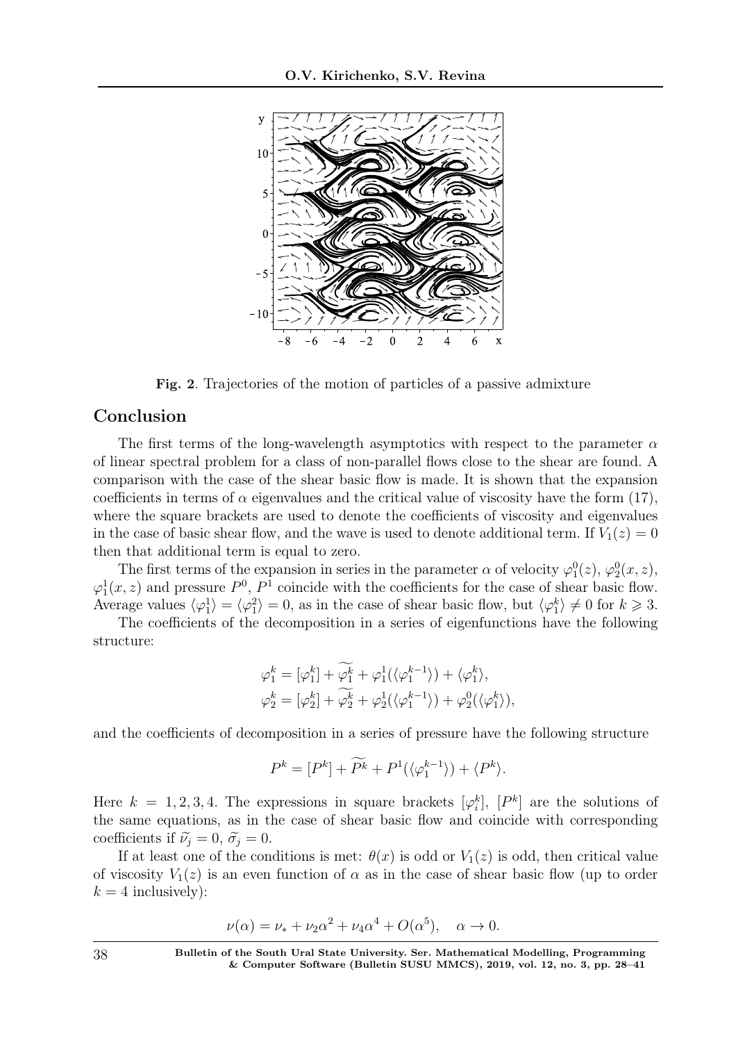**Fig. 2**. Trajectories of the motion of particles of a passive admixture

## Conclusion

The first terms of the long-wavelength asymptotics with respect to the parameter $\alpha$ of linear spectral problem for a class of non-parallel flows close to the shear are found. A comparison with the case of the shear basic flow is made. It is shown that the expansion coefficients in terms of $\alpha$ eigenvalues and the critical value of viscosity have the form (17), where the square brackets are used to denote the coefficients of viscosity and eigenvalues in the case of basic shear flow, and the wave is used to denote additional term. If $V_1(z) = 0$ then that additional term is equal to zero.

The first terms of the expansion in series in the parameter $\alpha$ of velocity $\varphi_1^0(z)$, $\varphi_2^0(x, z)$, $\varphi_1^1(x, z)$ and pressure $P^0$, $P^1$ coincide with the coefficients for the case of shear basic flow. Average values $\langle\varphi_1^1\rangle = \langle\varphi_1^2\rangle = 0$, as in the case of shear basic flow, but $\langle\varphi_1^k\rangle \neq 0$ for $k \geqslant 3$.

The coefficients of the decomposition in a series of eigenfunctions have the following structure:

$$
\begin{aligned}
\varphi_1^k &= [\varphi_1^k] + \widetilde{\varphi_1^k} + \varphi_1^1(\langle\varphi_1^{k-1}\rangle) + \langle\varphi_1^k\rangle,\\
\varphi_2^k &= [\varphi_2^k] + \widetilde{\varphi_2^k} + \varphi_2^1(\langle\varphi_1^{k-1}\rangle) + \varphi_2^0(\langle\varphi_1^k\rangle),
\end{aligned}
$$

and the coefficients of decomposition in a series of pressure have the following structure

$$
P^k = [P^k] + \widetilde{P^k} + P^1(\langle\varphi_1^{k-1}\rangle) + \langle P^k\rangle.
$$

Here $k = 1, 2, 3, 4$. The expressions in square brackets $[\varphi_i^k]$, $[P^k]$ are the solutions of the same equations, as in the case of shear basic flow and coincide with corresponding coefficients if $\widetilde{\nu}_j = 0$, $\widetilde{\sigma}_j = 0$.

If at least one of the conditions is met: $\theta(x)$ is odd or $V_1(z)$ is odd, then critical value of viscosity $V_1(z)$ is an even function of $\alpha$ as in the case of shear basic flow (up to order $k = 4$ inclusively):

$$
\nu(\alpha) = \nu_* + \nu_2\alpha^2 + \nu_4\alpha^4 + O(\alpha^5), \quad \alpha \to 0.
$$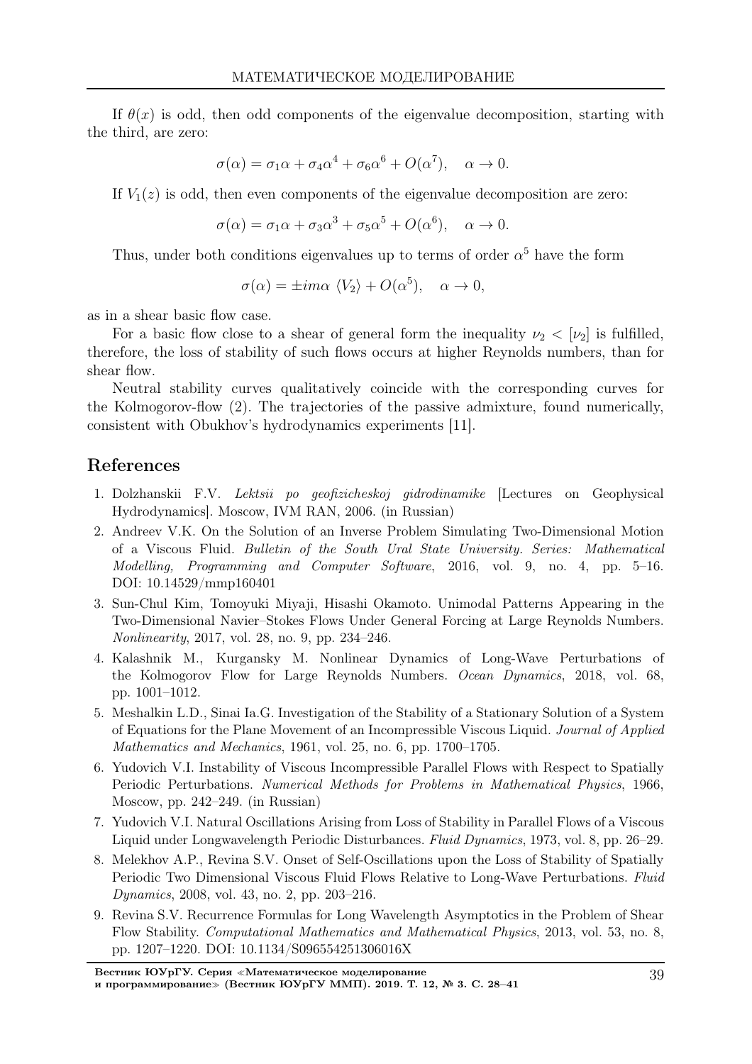If $\theta(x)$ is odd, then odd components of the eigenvalue decomposition, starting with the third, are zero:

$$\sigma(\alpha) = \sigma_1\alpha + \sigma_4\alpha^4 + \sigma_6\alpha^6 + O(\alpha^7), \quad \alpha \to 0.$$

If $V_1(z)$ is odd, then even components of the eigenvalue decomposition are zero:

$$\sigma(\alpha) = \sigma_1\alpha + \sigma_3\alpha^3 + \sigma_5\alpha^5 + O(\alpha^6), \quad \alpha \to 0.$$

Thus, under both conditions eigenvalues up to terms of order $\alpha^5$ have the form

$$\sigma(\alpha) = \pm im\alpha \, \langle V_2 \rangle + O(\alpha^5), \quad \alpha \to 0,$$

as in a shear basic flow case.

For a basic flow close to a shear of general form the inequality $\nu_2 < [\nu_2]$ is fulfilled, therefore, the loss of stability of such flows occurs at higher Reynolds numbers, than for shear flow.

Neutral stability curves qualitatively coincide with the corresponding curves for the Kolmogorov-flow (2). The trajectories of the passive admixture, found numerically, consistent with Obukhov's hydrodynamics experiments [11].

## References

1. Dolzhanskii F.V. *Lektsii po geofizicheskoj gidrodinamike* [Lectures on Geophysical Hydrodynamics]. Moscow, IVM RAN, 2006. (in Russian)
2. Andreev V.K. On the Solution of an Inverse Problem Simulating Two-Dimensional Motion of a Viscous Fluid. *Bulletin of the South Ural State University. Series: Mathematical Modelling, Programming and Computer Software*, 2016, vol. 9, no. 4, pp. 5–16. DOI: 10.14529/mmp160401
3. Sun-Chul Kim, Tomoyuki Miyaji, Hisashi Okamoto. Unimodal Patterns Appearing in the Two-Dimensional Navier–Stokes Flows Under General Forcing at Large Reynolds Numbers. *Nonlinearity*, 2017, vol. 28, no. 9, pp. 234–246.
4. Kalashnik M., Kurgansky M. Nonlinear Dynamics of Long-Wave Perturbations of the Kolmogorov Flow for Large Reynolds Numbers. *Ocean Dynamics*, 2018, vol. 68, pp. 1001–1012.
5. Meshalkin L.D., Sinai Ia.G. Investigation of the Stability of a Stationary Solution of a System of Equations for the Plane Movement of an Incompressible Viscous Liquid. *Journal of Applied Mathematics and Mechanics*, 1961, vol. 25, no. 6, pp. 1700–1705.
6. Yudovich V.I. Instability of Viscous Incompressible Parallel Flows with Respect to Spatially Periodic Perturbations. *Numerical Methods for Problems in Mathematical Physics*, 1966, Moscow, pp. 242–249. (in Russian)
7. Yudovich V.I. Natural Oscillations Arising from Loss of Stability in Parallel Flows of a Viscous Liquid under Longwavelength Periodic Disturbances. *Fluid Dynamics*, 1973, vol. 8, pp. 26–29.
8. Melekhov A.P., Revina S.V. Onset of Self-Oscillations upon the Loss of Stability of Spatially Periodic Two Dimensional Viscous Fluid Flows Relative to Long-Wave Perturbations. *Fluid Dynamics*, 2008, vol. 43, no. 2, pp. 203–216.
9. Revina S.V. Recurrence Formulas for Long Wavelength Asymptotics in the Problem of Shear Flow Stability. *Computational Mathematics and Mathematical Physics*, 2013, vol. 53, no. 8, pp. 1207–1220. DOI: 10.1134/S096554251306016X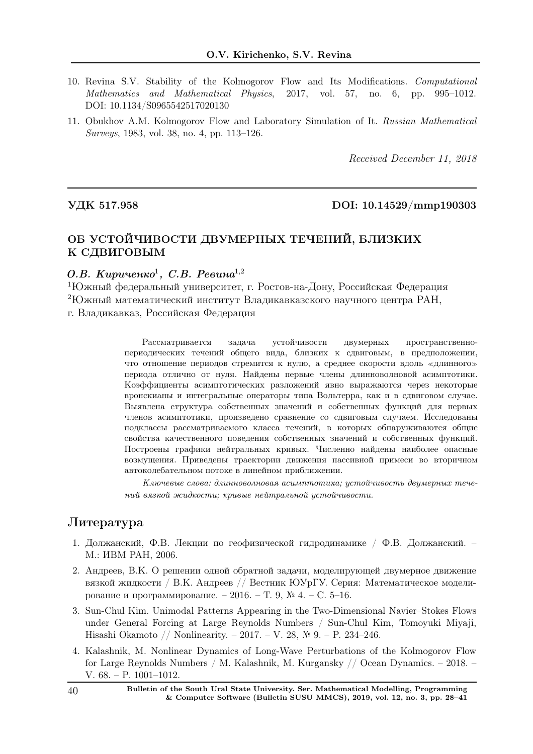10. Revina S.V. Stability of the Kolmogorov Flow and Its Modifications. *Computational Mathematics and Mathematical Physics*, 2017, vol. 57, no. 6, pp. 995–1012. DOI: 10.1134/S0965542517020130

11. Obukhov A.M. Kolmogorov Flow and Laboratory Simulation of It. *Russian Mathematical Surveys*, 1983, vol. 38, no. 4, pp. 113–126.

*Received December 11, 2018*

---

**УДК 517.958** **DOI: 10.14529/mmp190303**

## ОБ УСТОЙЧИВОСТИ ДВУМЕРНЫХ ТЕЧЕНИЙ, БЛИЗКИХ К СДВИГОВЫМ

***О.В. Кириченко*[1], *С.В. Ревина*[1,2]**

[1]Южный федеральный университет, г. Ростов-на-Дону, Российская Федерация
[2]Южный математический институт Владикавказского научного центра РАН, г. Владикавказ, Российская Федерация

Рассматривается задача устойчивости двумерных пространственно-периодических течений общего вида, близких к сдвиговым, в предположении, что отношение периодов стремится к нулю, а среднее скорости вдоль «длинного» периода отлично от нуля. Найдены первые члены длинноволновой асимптотики. Коэффициенты асимптотических разложений явно выражаются через некоторые вронскианы и интегральные операторы типа Вольтерра, как и в сдвиговом случае. Выявлена структура собственных значений и собственных функций для первых членов асимптотики, произведено сравнение со сдвиговым случаем. Исследованы подклассы рассматриваемого класса течений, в которых обнаруживаются общие свойства качественного поведения собственных значений и собственных функций. Построены графики нейтральных кривых. Численно найдены наиболее опасные возмущения. Приведены траектории движения пассивной примеси во вторичном автоколебательном потоке в линейном приближении.

*Ключевые слова: длинноволновая асимптотика; устойчивость двумерных течений вязкой жидкости; кривые нейтральной устойчивости.*

## Литература

1. Должанский, Ф.В. Лекции по геофизической гидродинамике / Ф.В. Должанский. – М.: ИВМ РАН, 2006.

2. Андреев, В.К. О решении одной обратной задачи, моделирующей двумерное движение вязкой жидкости / В.К. Андреев // Вестник ЮУрГУ. Серия: Математическое моделирование и программирование. – 2016. – Т. 9, № 4. – С. 5–16.

3. Sun-Chul Kim. Unimodal Patterns Appearing in the Two-Dimensional Navier–Stokes Flows under General Forcing at Large Reynolds Numbers / Sun-Chul Kim, Tomoyuki Miyaji, Hisashi Okamoto // Nonlinearity. – 2017. – V. 28, № 9. – P. 234–246.

4. Kalashnik, M. Nonlinear Dynamics of Long-Wave Perturbations of the Kolmogorov Flow for Large Reynolds Numbers / M. Kalashnik, M. Kurgansky // Ocean Dynamics. – 2018. – V. 68. – P. 1001–1012.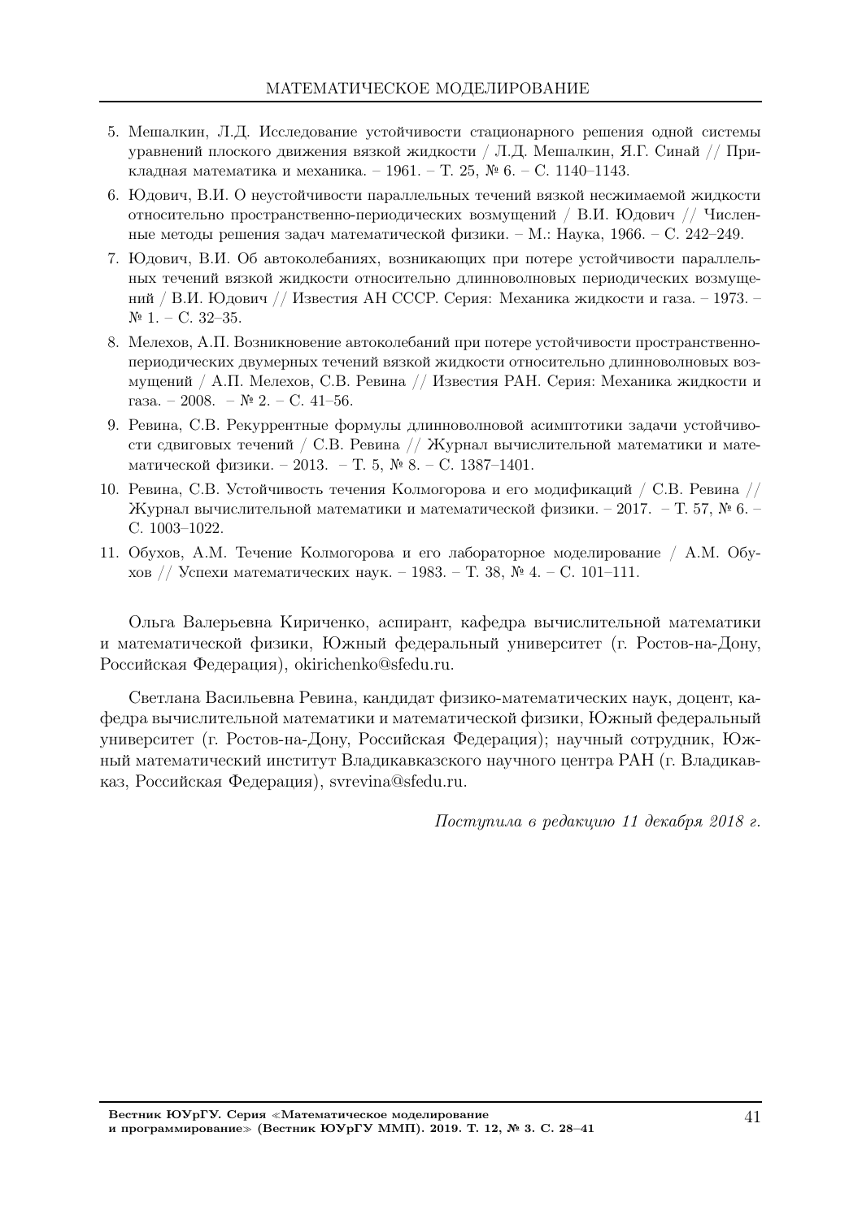5. Мешалкин, Л.Д. Исследование устойчивости стационарного решения одной системы уравнений плоского движения вязкой жидкости / Л.Д. Мешалкин, Я.Г. Синай // Прикладная математика и механика. – 1961. – Т. 25, № 6. – С. 1140–1143.
6. Юдович, В.И. О неустойчивости параллельных течений вязкой несжимаемой жидкости относительно пространственно-периодических возмущений / В.И. Юдович // Численные методы решения задач математической физики. – М.: Наука, 1966. – С. 242–249.
7. Юдович, В.И. Об автоколебаниях, возникающих при потере устойчивости параллельных течений вязкой жидкости относительно длинноволновых периодических возмущений / В.И. Юдович // Известия АН СССР. Серия: Механика жидкости и газа. – 1973. – № 1. – С. 32–35.
8. Мелехов, А.П. Возникновение автоколебаний при потере устойчивости пространственно-периодических двумерных течений вязкой жидкости относительно длинноволновых возмущений / А.П. Мелехов, С.В. Ревина // Известия РАН. Серия: Механика жидкости и газа. – 2008. – № 2. – С. 41–56.
9. Ревина, С.В. Рекуррентные формулы длинноволновой асимптотики задачи устойчивости сдвиговых течений / С.В. Ревина // Журнал вычислительной математики и математической физики. – 2013. – Т. 5, № 8. – С. 1387–1401.
10. Ревина, С.В. Устойчивость течения Колмогорова и его модификаций / С.В. Ревина // Журнал вычислительной математики и математической физики. – 2017. – Т. 57, № 6. – С. 1003–1022.
11. Обухов, А.М. Течение Колмогорова и его лабораторное моделирование / А.М. Обухов // Успехи математических наук. – 1983. – Т. 38, № 4. – С. 101–111.

Ольга Валерьевна Кириченко, аспирант, кафедра вычислительной математики и математической физики, Южный федеральный университет (г. Ростов-на-Дону, Российская Федерация), okirichenko@sfedu.ru.

Светлана Васильевна Ревина, кандидат физико-математических наук, доцент, кафедра вычислительной математики и математической физики, Южный федеральный университет (г. Ростов-на-Дону, Российская Федерация); научный сотрудник, Южный математический институт Владикавказского научного центра РАН (г. Владикавказ, Российская Федерация), svrevina@sfedu.ru.

*Поступила в редакцию 11 декабря 2018 г.*